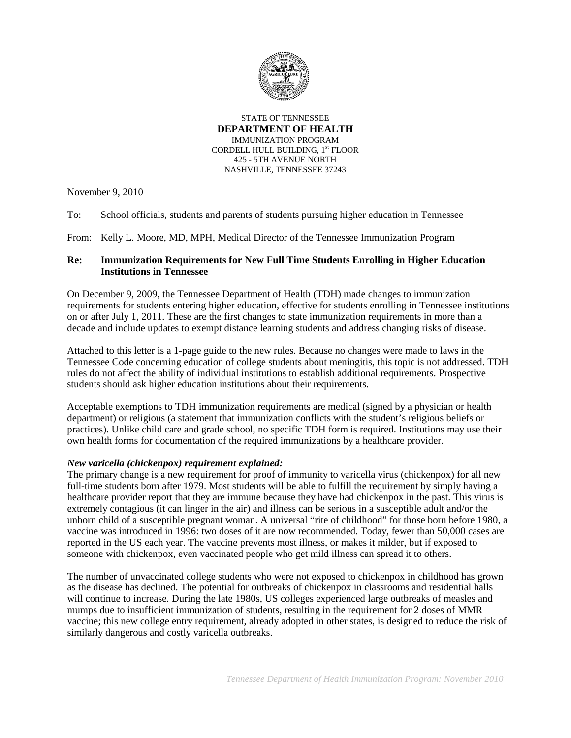STATE OF TENNESSEE
**DEPARTMENT OF HEALTH**
IMMUNIZATION PROGRAM
CORDELL HULL BUILDING, 1st FLOOR
425 - 5TH AVENUE NORTH
NASHVILLE, TENNESSEE 37243

November 9, 2010

To: School officials, students and parents of students pursuing higher education in Tennessee

From: Kelly L. Moore, MD, MPH, Medical Director of the Tennessee Immunization Program

**Re: Immunization Requirements for New Full Time Students Enrolling in Higher Education Institutions in Tennessee**

On December 9, 2009, the Tennessee Department of Health (TDH) made changes to immunization requirements for students entering higher education, effective for students enrolling in Tennessee institutions on or after July 1, 2011. These are the first changes to state immunization requirements in more than a decade and include updates to exempt distance learning students and address changing risks of disease.

Attached to this letter is a 1-page guide to the new rules. Because no changes were made to laws in the Tennessee Code concerning education of college students about meningitis, this topic is not addressed. TDH rules do not affect the ability of individual institutions to establish additional requirements. Prospective students should ask higher education institutions about their requirements.

Acceptable exemptions to TDH immunization requirements are medical (signed by a physician or health department) or religious (a statement that immunization conflicts with the student's religious beliefs or practices). Unlike child care and grade school, no specific TDH form is required. Institutions may use their own health forms for documentation of the required immunizations by a healthcare provider.

***New varicella (chickenpox) requirement explained:***

The primary change is a new requirement for proof of immunity to varicella virus (chickenpox) for all new full-time students born after 1979. Most students will be able to fulfill the requirement by simply having a healthcare provider report that they are immune because they have had chickenpox in the past. This virus is extremely contagious (it can linger in the air) and illness can be serious in a susceptible adult and/or the unborn child of a susceptible pregnant woman. A universal "rite of childhood" for those born before 1980, a vaccine was introduced in 1996: two doses of it are now recommended. Today, fewer than 50,000 cases are reported in the US each year. The vaccine prevents most illness, or makes it milder, but if exposed to someone with chickenpox, even vaccinated people who get mild illness can spread it to others.

The number of unvaccinated college students who were not exposed to chickenpox in childhood has grown as the disease has declined. The potential for outbreaks of chickenpox in classrooms and residential halls will continue to increase. During the late 1980s, US colleges experienced large outbreaks of measles and mumps due to insufficient immunization of students, resulting in the requirement for 2 doses of MMR vaccine; this new college entry requirement, already adopted in other states, is designed to reduce the risk of similarly dangerous and costly varicella outbreaks.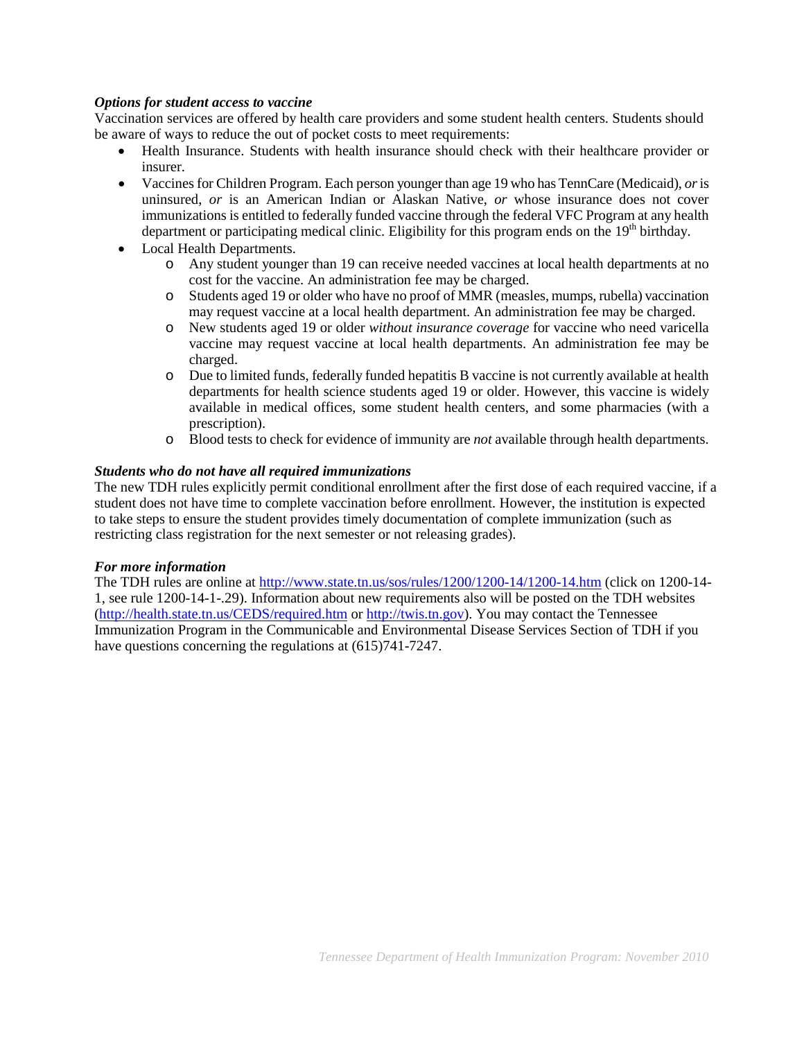***Options for student access to vaccine***

Vaccination services are offered by health care providers and some student health centers. Students should be aware of ways to reduce the out of pocket costs to meet requirements:

- Health Insurance. Students with health insurance should check with their healthcare provider or insurer.
- Vaccines for Children Program. Each person younger than age 19 who has TennCare (Medicaid), *or* is uninsured, *or* is an American Indian or Alaskan Native, *or* whose insurance does not cover immunizations is entitled to federally funded vaccine through the federal VFC Program at any health department or participating medical clinic. Eligibility for this program ends on the 19th birthday.
- Local Health Departments.
    - Any student younger than 19 can receive needed vaccines at local health departments at no cost for the vaccine. An administration fee may be charged.
    - Students aged 19 or older who have no proof of MMR (measles, mumps, rubella) vaccination may request vaccine at a local health department. An administration fee may be charged.
    - New students aged 19 or older *without insurance coverage* for vaccine who need varicella vaccine may request vaccine at local health departments. An administration fee may be charged.
    - Due to limited funds, federally funded hepatitis B vaccine is not currently available at health departments for health science students aged 19 or older. However, this vaccine is widely available in medical offices, some student health centers, and some pharmacies (with a prescription).
    - Blood tests to check for evidence of immunity are *not* available through health departments.

***Students who do not have all required immunizations***

The new TDH rules explicitly permit conditional enrollment after the first dose of each required vaccine, if a student does not have time to complete vaccination before enrollment. However, the institution is expected to take steps to ensure the student provides timely documentation of complete immunization (such as restricting class registration for the next semester or not releasing grades).

***For more information***

The TDH rules are online at http://www.state.tn.us/sos/rules/1200/1200-14/1200-14.htm (click on 1200-14-1, see rule 1200-14-1-.29). Information about new requirements also will be posted on the TDH websites (http://health.state.tn.us/CEDS/required.htm or http://twis.tn.gov). You may contact the Tennessee Immunization Program in the Communicable and Environmental Disease Services Section of TDH if you have questions concerning the regulations at (615)741-7247.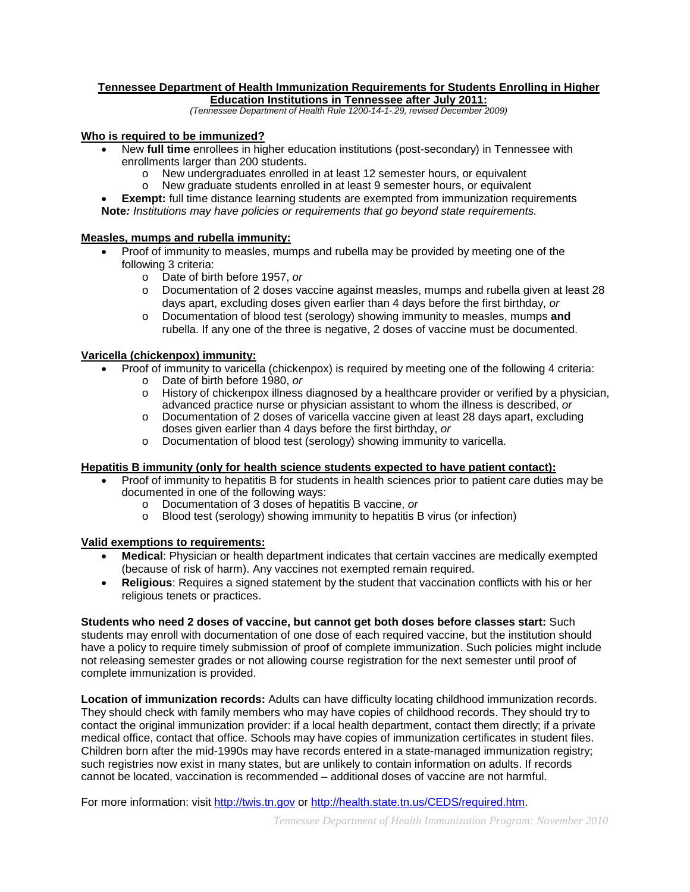## Tennessee Department of Health Immunization Requirements for Students Enrolling in Higher Education Institutions in Tennessee after July 2011:

*(Tennessee Department of Health Rule 1200-14-1-.29, revised December 2009)*

### Who is required to be immunized?

- New **full time** enrollees in higher education institutions (post-secondary) in Tennessee with enrollments larger than 200 students.
  - New undergraduates enrolled in at least 12 semester hours, or equivalent
  - New graduate students enrolled in at least 9 semester hours, or equivalent
- **Exempt:** full time distance learning students are exempted from immunization requirements

**Note***: Institutions may have policies or requirements that go beyond state requirements.*

### Measles, mumps and rubella immunity:

- Proof of immunity to measles, mumps and rubella may be provided by meeting one of the following 3 criteria:
  - Date of birth before 1957, *or*
  - Documentation of 2 doses vaccine against measles, mumps and rubella given at least 28 days apart, excluding doses given earlier than 4 days before the first birthday, *or*
  - Documentation of blood test (serology) showing immunity to measles, mumps **and** rubella. If any one of the three is negative, 2 doses of vaccine must be documented.

### Varicella (chickenpox) immunity:

- Proof of immunity to varicella (chickenpox) is required by meeting one of the following 4 criteria:
  - Date of birth before 1980, *or*
  - History of chickenpox illness diagnosed by a healthcare provider or verified by a physician, advanced practice nurse or physician assistant to whom the illness is described, *or*
  - Documentation of 2 doses of varicella vaccine given at least 28 days apart, excluding doses given earlier than 4 days before the first birthday, *or*
  - Documentation of blood test (serology) showing immunity to varicella.

### Hepatitis B immunity (only for health science students expected to have patient contact):

- Proof of immunity to hepatitis B for students in health sciences prior to patient care duties may be documented in one of the following ways:
  - Documentation of 3 doses of hepatitis B vaccine, *or*
  - Blood test (serology) showing immunity to hepatitis B virus (or infection)

### Valid exemptions to requirements:

- **Medical**: Physician or health department indicates that certain vaccines are medically exempted (because of risk of harm). Any vaccines not exempted remain required.
- **Religious**: Requires a signed statement by the student that vaccination conflicts with his or her religious tenets or practices.

**Students who need 2 doses of vaccine, but cannot get both doses before classes start:** Such students may enroll with documentation of one dose of each required vaccine, but the institution should have a policy to require timely submission of proof of complete immunization. Such policies might include not releasing semester grades or not allowing course registration for the next semester until proof of complete immunization is provided.

**Location of immunization records:** Adults can have difficulty locating childhood immunization records. They should check with family members who may have copies of childhood records. They should try to contact the original immunization provider: if a local health department, contact them directly; if a private medical office, contact that office. Schools may have copies of immunization certificates in student files. Children born after the mid-1990s may have records entered in a state-managed immunization registry; such registries now exist in many states, but are unlikely to contain information on adults. If records cannot be located, vaccination is recommended – additional doses of vaccine are not harmful.

For more information: visit http://twis.tn.gov or http://health.state.tn.us/CEDS/required.htm.

*Tennessee Department of Health Immunization Program: November 2010*